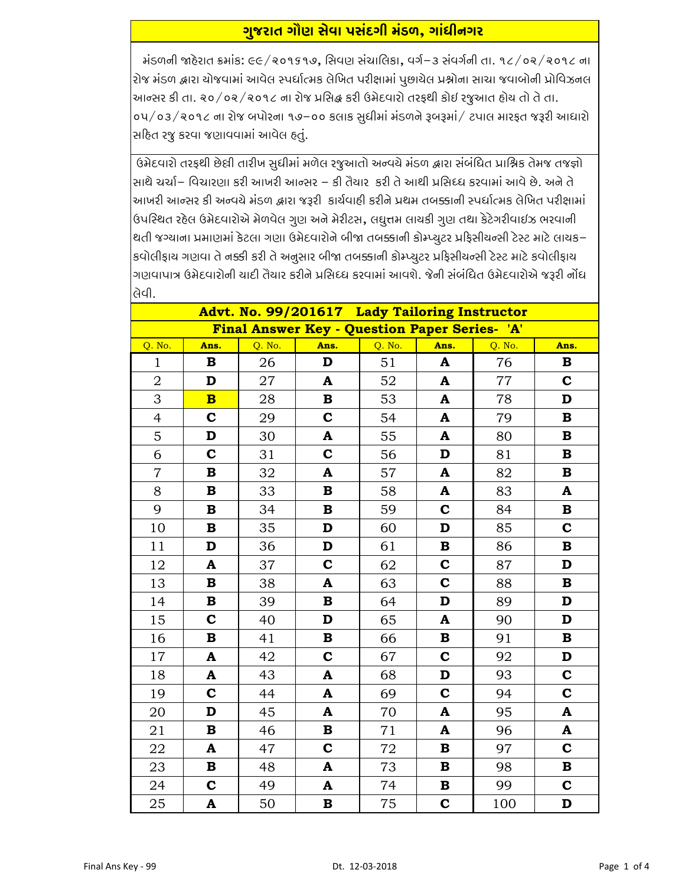# ગુજરાત ગૌણ સેવા પસંદગી મંડળ, ગાંધીનગર

મંડળની જાહેરાત ક્રમાંક: ૯૯/૨૦૧૬૧૭, સિવણ સંચાલિકા, વર્ગ–૩ સંવર્ગની તા. ૧૮/૦૨/૨૦૧૮ ના રોજ મંડળ દ્વારા યોજવામાં આવેલ સ્પર્ધાત્મક લેખિત પરીક્ષામાં પુછાયેલ પ્રશ્નોના સાચા જવાબોની પ્રોવિઝનલ આન્સર કી તા. ૨૦/૦૨/૨૦૧૮ ના રોજ પ્રસિદ્ધ કરી ઉમેદવારો તરફથી કોઇ રજુઆત હોય તો તે તા. ૦૫/૦૩/૨૦૧૮ ના રોજ બપોરના ૧૭–૦૦ કલાક સુધીમાં મંડળને રૂબરૂમાં/ ટપાલ મારફત જરૂરી આધારો સહિત રજુ કરવા જણાવવામાં આવેલ હતું.

ઉમેદવારો તરફથી છેલ્લી તારીખ સુધીમાં મળેલ રજુઆતો અન્વયે મંડળ દ્વારા સંબંધિત પ્રાશ્નિક તેમજ તજજ્ઞો સાથે ચર્ચા– વિચારણા કરી આખરી આન્સર – કી તૈયાર કરી તે આથી પ્રસિધ્ધ કરવામાં આવે છે. અને તે આખરી આન્સર કી અન્વયે મંડળ દ્વારા જરૂરી કાર્યવાહી કરીને પ્રથમ તબક્કાની સ્પર્ધાત્મક લેખિત પરીક્ષામાં ઉપસ્થિત રહેલ ઉમેદવારોએ મેળવેલ ગુણ અને મેરીટસ, લઘુત્તમ લાયકી ગુણ તથા કેટેગરીવાઇઝ ભરવાની થતી જગ્યાના પ્રમાણમાં કેટલા ગણા ઉમેદવારોને બીજા તબક્કાની કોમ્પ્યુટર પ્રફિસીયન્સી ટેસ્ટ માટે લાયક– ક્વોલીફાય ગણવા તે નક્કી કરી તે અનુસાર બીજા તબક્કાની કોમ્પ્યુટર પ્રફિસીયન્સી ટેસ્ટ માટે ક્વોલીફાય ગણવાપાત્ર ઉમેદવારોની યાદી તૈયાર કરીને પ્રસિધ્ધ કરવામાં આવશે. જેની સંબંધિત ઉમેદવારોએ જરૂરી નોંધ લેવી.

## Advt. No. 99/201617 Lady Tailoring Instructor

### Final Answer Key - Question Paper Series- 'A'

| Q. No. | Ans. | Q. No. | Ans. | Q. No. | Ans. | Q. No. | Ans. |
|---|---|---|---|---|---|---|---|
| 1 | B | 26 | D | 51 | A | 76 | B |
| 2 | D | 27 | A | 52 | A | 77 | C |
| 3 | B | 28 | B | 53 | A | 78 | D |
| 4 | C | 29 | C | 54 | A | 79 | B |
| 5 | D | 30 | A | 55 | A | 80 | B |
| 6 | C | 31 | C | 56 | D | 81 | B |
| 7 | B | 32 | A | 57 | A | 82 | B |
| 8 | B | 33 | B | 58 | A | 83 | A |
| 9 | B | 34 | B | 59 | C | 84 | B |
| 10 | B | 35 | D | 60 | D | 85 | C |
| 11 | D | 36 | D | 61 | B | 86 | B |
| 12 | A | 37 | C | 62 | C | 87 | D |
| 13 | B | 38 | A | 63 | C | 88 | B |
| 14 | B | 39 | B | 64 | D | 89 | D |
| 15 | C | 40 | D | 65 | A | 90 | D |
| 16 | B | 41 | B | 66 | B | 91 | B |
| 17 | A | 42 | C | 67 | C | 92 | D |
| 18 | A | 43 | A | 68 | D | 93 | C |
| 19 | C | 44 | A | 69 | C | 94 | C |
| 20 | D | 45 | A | 70 | A | 95 | A |
| 21 | B | 46 | B | 71 | A | 96 | A |
| 22 | A | 47 | C | 72 | B | 97 | C |
| 23 | B | 48 | A | 73 | B | 98 | B |
| 24 | C | 49 | A | 74 | B | 99 | C |
| 25 | A | 50 | B | 75 | C | 100 | D |

Final Ans Key - 99 Dt. 12-03-2018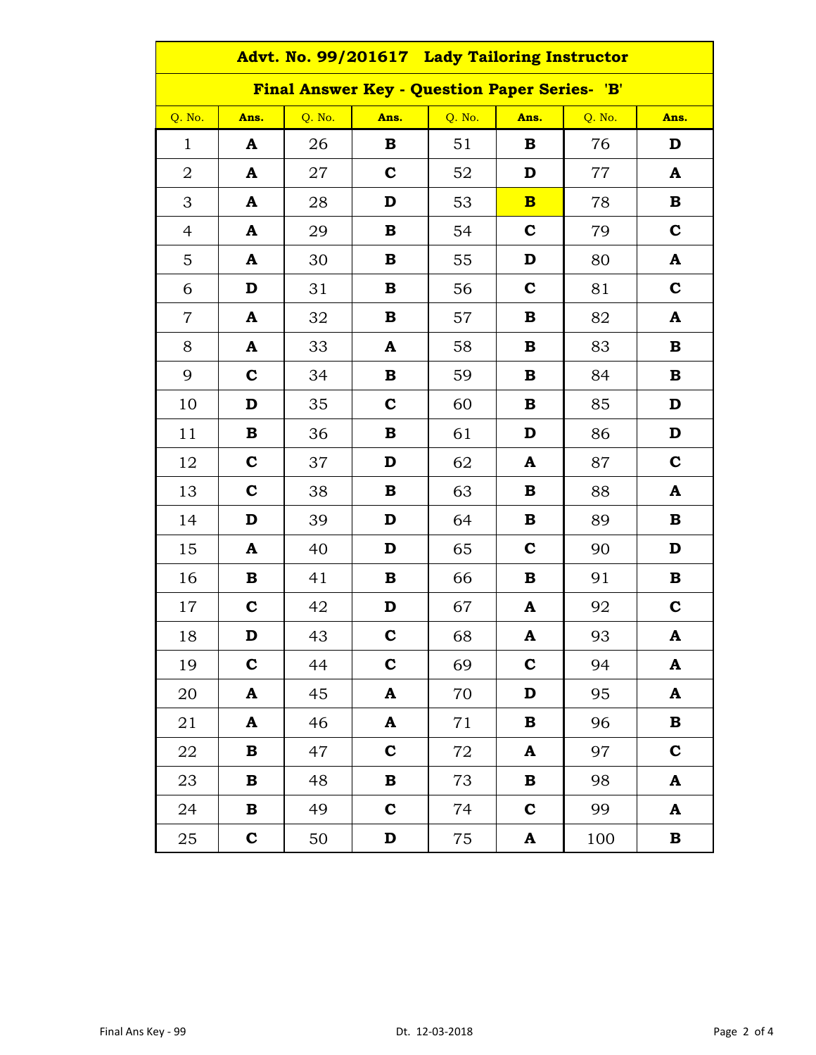# Advt. No. 99/201617 Lady Tailoring Instructor

## Final Answer Key - Question Paper Series- 'B'

| Q. No. | Ans. | Q. No. | Ans. | Q. No. | Ans. | Q. No. | Ans. |
|---|---|---|---|---|---|---|---|
| 1 | **A** | 26 | **B** | 51 | **B** | 76 | **D** |
| 2 | **A** | 27 | **C** | 52 | **D** | 77 | **A** |
| 3 | **A** | 28 | **D** | 53 | **B** | 78 | **B** |
| 4 | **A** | 29 | **B** | 54 | **C** | 79 | **C** |
| 5 | **A** | 30 | **B** | 55 | **D** | 80 | **A** |
| 6 | **D** | 31 | **B** | 56 | **C** | 81 | **C** |
| 7 | **A** | 32 | **B** | 57 | **B** | 82 | **A** |
| 8 | **A** | 33 | **A** | 58 | **B** | 83 | **B** |
| 9 | **C** | 34 | **B** | 59 | **B** | 84 | **B** |
| 10 | **D** | 35 | **C** | 60 | **B** | 85 | **D** |
| 11 | **B** | 36 | **B** | 61 | **D** | 86 | **D** |
| 12 | **C** | 37 | **D** | 62 | **A** | 87 | **C** |
| 13 | **C** | 38 | **B** | 63 | **B** | 88 | **A** |
| 14 | **D** | 39 | **D** | 64 | **B** | 89 | **B** |
| 15 | **A** | 40 | **D** | 65 | **C** | 90 | **D** |
| 16 | **B** | 41 | **B** | 66 | **B** | 91 | **B** |
| 17 | **C** | 42 | **D** | 67 | **A** | 92 | **C** |
| 18 | **D** | 43 | **C** | 68 | **A** | 93 | **A** |
| 19 | **C** | 44 | **C** | 69 | **C** | 94 | **A** |
| 20 | **A** | 45 | **A** | 70 | **D** | 95 | **A** |
| 21 | **A** | 46 | **A** | 71 | **B** | 96 | **B** |
| 22 | **B** | 47 | **C** | 72 | **A** | 97 | **C** |
| 23 | **B** | 48 | **B** | 73 | **B** | 98 | **A** |
| 24 | **B** | 49 | **C** | 74 | **C** | 99 | **A** |
| 25 | **C** | 50 | **D** | 75 | **A** | 100 | **B** |

Final Ans Key - 99 Dt. 12-03-2018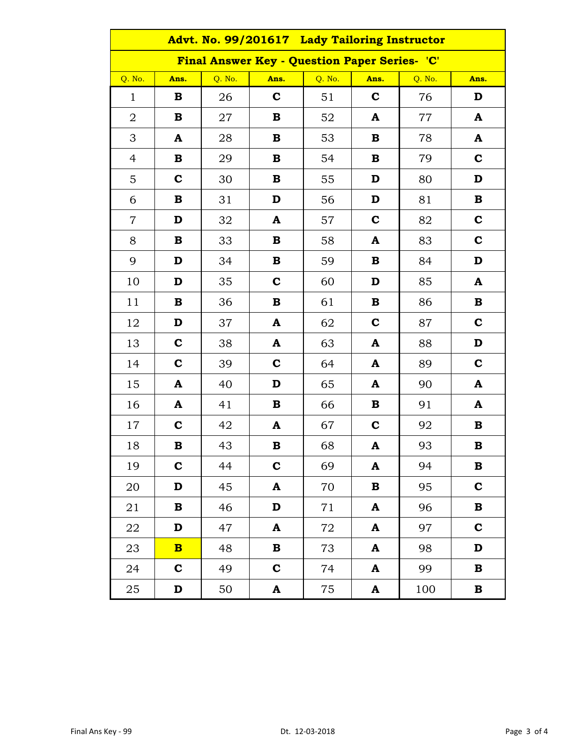| Advt. No. 99/201617 Lady Tailoring Instructor | | | | | | | |
|---|---|---|---|---|---|---|---|
| **Final Answer Key - Question Paper Series- 'C'** | | | | | | | |
| Q. No. | Ans. | Q. No. | Ans. | Q. No. | Ans. | Q. No. | Ans. |
| 1 | **B** | 26 | **C** | 51 | **C** | 76 | **D** |
| 2 | **B** | 27 | **B** | 52 | **A** | 77 | **A** |
| 3 | **A** | 28 | **B** | 53 | **B** | 78 | **A** |
| 4 | **B** | 29 | **B** | 54 | **B** | 79 | **C** |
| 5 | **C** | 30 | **B** | 55 | **D** | 80 | **D** |
| 6 | **B** | 31 | **D** | 56 | **D** | 81 | **B** |
| 7 | **D** | 32 | **A** | 57 | **C** | 82 | **C** |
| 8 | **B** | 33 | **B** | 58 | **A** | 83 | **C** |
| 9 | **D** | 34 | **B** | 59 | **B** | 84 | **D** |
| 10 | **D** | 35 | **C** | 60 | **D** | 85 | **A** |
| 11 | **B** | 36 | **B** | 61 | **B** | 86 | **B** |
| 12 | **D** | 37 | **A** | 62 | **C** | 87 | **C** |
| 13 | **C** | 38 | **A** | 63 | **A** | 88 | **D** |
| 14 | **C** | 39 | **C** | 64 | **A** | 89 | **C** |
| 15 | **A** | 40 | **D** | 65 | **A** | 90 | **A** |
| 16 | **A** | 41 | **B** | 66 | **B** | 91 | **A** |
| 17 | **C** | 42 | **A** | 67 | **C** | 92 | **B** |
| 18 | **B** | 43 | **B** | 68 | **A** | 93 | **B** |
| 19 | **C** | 44 | **C** | 69 | **A** | 94 | **B** |
| 20 | **D** | 45 | **A** | 70 | **B** | 95 | **C** |
| 21 | **B** | 46 | **D** | 71 | **A** | 96 | **B** |
| 22 | **D** | 47 | **A** | 72 | **A** | 97 | **C** |
| 23 | **B** | 48 | **B** | 73 | **A** | 98 | **D** |
| 24 | **C** | 49 | **C** | 74 | **A** | 99 | **B** |
| 25 | **D** | 50 | **A** | 75 | **A** | 100 | **B** |

Final Ans Key - 99 Dt. 12-03-2018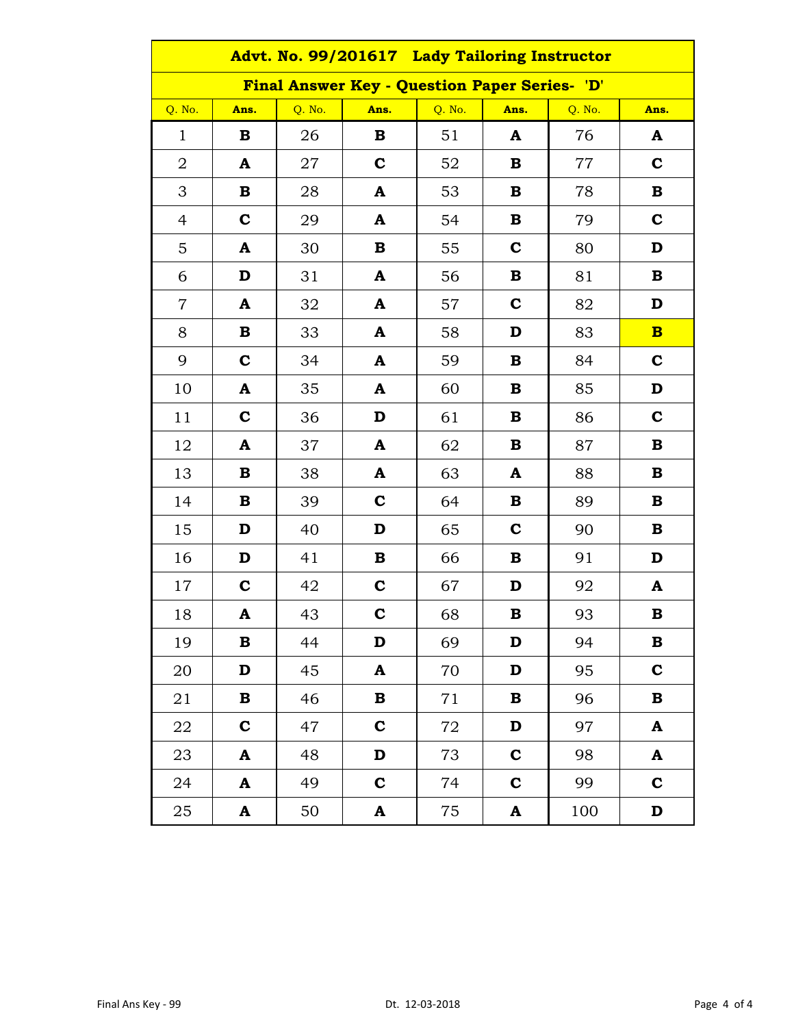## Advt. No. 99/201617 Lady Tailoring Instructor

### Final Answer Key - Question Paper Series- 'D'

| Q. No. | Ans. | Q. No. | Ans. | Q. No. | Ans. | Q. No. | Ans. |
|---|---|---|---|---|---|---|---|
| 1 | **B** | 26 | **B** | 51 | **A** | 76 | **A** |
| 2 | **A** | 27 | **C** | 52 | **B** | 77 | **C** |
| 3 | **B** | 28 | **A** | 53 | **B** | 78 | **B** |
| 4 | **C** | 29 | **A** | 54 | **B** | 79 | **C** |
| 5 | **A** | 30 | **B** | 55 | **C** | 80 | **D** |
| 6 | **D** | 31 | **A** | 56 | **B** | 81 | **B** |
| 7 | **A** | 32 | **A** | 57 | **C** | 82 | **D** |
| 8 | **B** | 33 | **A** | 58 | **D** | 83 | **B** |
| 9 | **C** | 34 | **A** | 59 | **B** | 84 | **C** |
| 10 | **A** | 35 | **A** | 60 | **B** | 85 | **D** |
| 11 | **C** | 36 | **D** | 61 | **B** | 86 | **C** |
| 12 | **A** | 37 | **A** | 62 | **B** | 87 | **B** |
| 13 | **B** | 38 | **A** | 63 | **A** | 88 | **B** |
| 14 | **B** | 39 | **C** | 64 | **B** | 89 | **B** |
| 15 | **D** | 40 | **D** | 65 | **C** | 90 | **B** |
| 16 | **D** | 41 | **B** | 66 | **B** | 91 | **D** |
| 17 | **C** | 42 | **C** | 67 | **D** | 92 | **A** |
| 18 | **A** | 43 | **C** | 68 | **B** | 93 | **B** |
| 19 | **B** | 44 | **D** | 69 | **D** | 94 | **B** |
| 20 | **D** | 45 | **A** | 70 | **D** | 95 | **C** |
| 21 | **B** | 46 | **B** | 71 | **B** | 96 | **B** |
| 22 | **C** | 47 | **C** | 72 | **D** | 97 | **A** |
| 23 | **A** | 48 | **D** | 73 | **C** | 98 | **A** |
| 24 | **A** | 49 | **C** | 74 | **C** | 99 | **C** |
| 25 | **A** | 50 | **A** | 75 | **A** | 100 | **D** |

Final Ans Key - 99 Dt. 12-03-2018